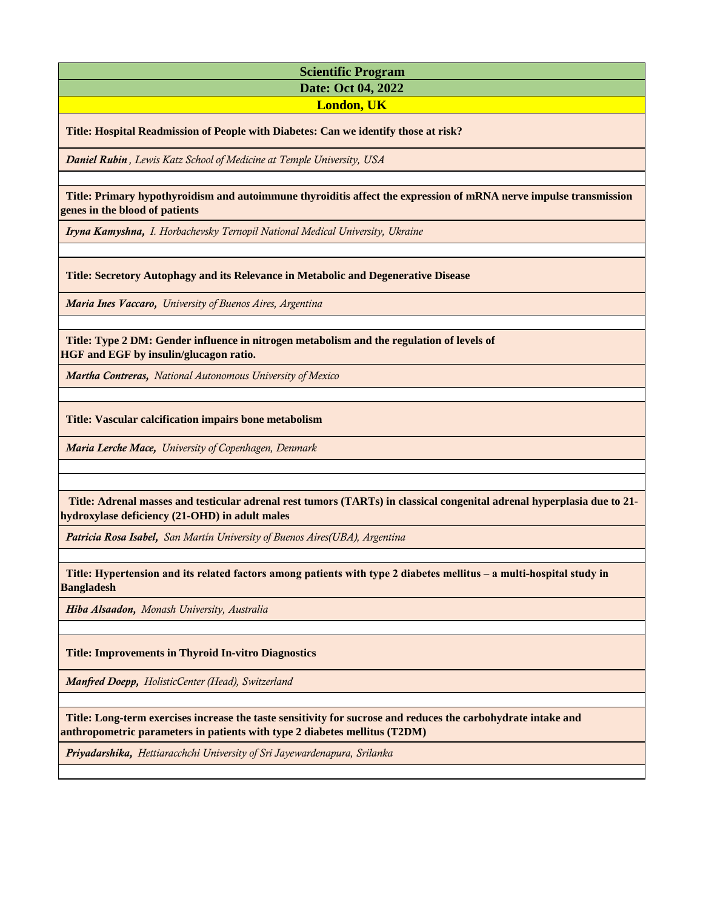# Scientific Program

## Date: Oct 04, 2022

## London, UK

**Title: Hospital Readmission of People with Diabetes: Can we identify those at risk?**

***Daniel Rubin*** *, Lewis Katz School of Medicine at Temple University, USA*

**Title: Primary hypothyroidism and autoimmune thyroiditis affect the expression of mRNA nerve impulse transmission genes in the blood of patients**

***Iryna Kamyshna,*** *I. Horbachevsky Ternopil National Medical University, Ukraine*

**Title: Secretory Autophagy and its Relevance in Metabolic and Degenerative Disease**

***Maria Ines Vaccaro,*** *University of Buenos Aires, Argentina*

**Title: Type 2 DM: Gender influence in nitrogen metabolism and the regulation of levels of HGF and EGF by insulin/glucagon ratio.**

***Martha Contreras,*** *National Autonomous University of Mexico*

**Title: Vascular calcification impairs bone metabolism**

***Maria Lerche Mace,*** *University of Copenhagen, Denmark*

**Title: Adrenal masses and testicular adrenal rest tumors (TARTs) in classical congenital adrenal hyperplasia due to 21-hydroxylase deficiency (21-OHD) in adult males**

***Patricia Rosa Isabel,*** *San Martín University of Buenos Aires(UBA), Argentina*

**Title: Hypertension and its related factors among patients with type 2 diabetes mellitus – a multi-hospital study in Bangladesh**

***Hiba Alsaadon,*** *Monash University, Australia*

**Title: Improvements in Thyroid In-vitro Diagnostics**

***Manfred Doepp,*** *HolisticCenter (Head), Switzerland*

**Title: Long-term exercises increase the taste sensitivity for sucrose and reduces the carbohydrate intake and anthropometric parameters in patients with type 2 diabetes mellitus (T2DM)**

***Priyadarshika,*** *Hettiaracchchi University of Sri Jayewardenapura, Srilanka*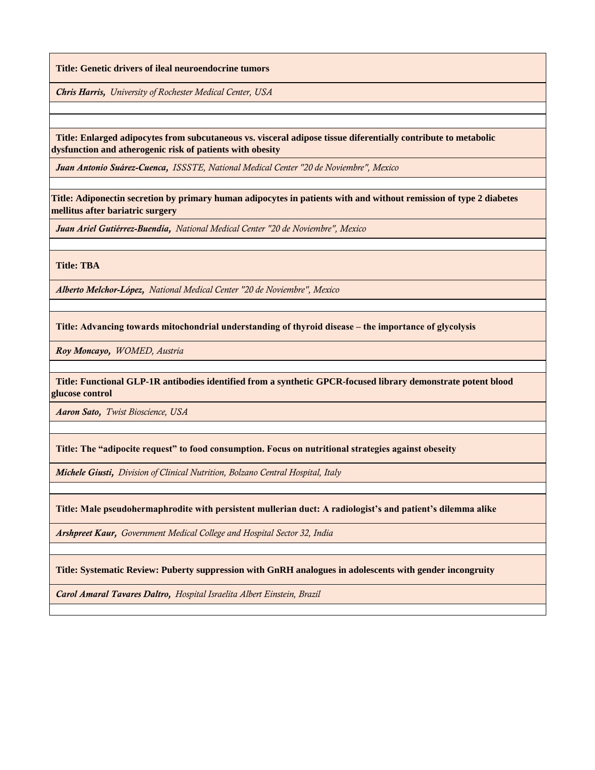**Title: Genetic drivers of ileal neuroendocrine tumors**

***Chris Harris,*** *University of Rochester Medical Center, USA*

**Title: Enlarged adipocytes from subcutaneous vs. visceral adipose tissue diferentially contribute to metabolic dysfunction and atherogenic risk of patients with obesity**

***Juan Antonio Suárez-Cuenca,*** *ISSSTE, National Medical Center "20 de Noviembre", Mexico*

**Title: Adiponectin secretion by primary human adipocytes in patients with and without remission of type 2 diabetes mellitus after bariatric surgery**

***Juan Ariel Gutiérrez-Buendía,*** *National Medical Center "20 de Noviembre", Mexico*

**Title: TBA**

***Alberto Melchor-López,*** *National Medical Center "20 de Noviembre", Mexico*

**Title: Advancing towards mitochondrial understanding of thyroid disease – the importance of glycolysis**

***Roy Moncayo,*** *WOMED, Austria*

**Title: Functional GLP-1R antibodies identified from a synthetic GPCR-focused library demonstrate potent blood glucose control**

***Aaron Sato,*** *Twist Bioscience, USA*

**Title: The "adipocite request" to food consumption. Focus on nutritional strategies against obeseity**

***Michele Giusti,*** *Division of Clinical Nutrition, Bolzano Central Hospital, Italy*

**Title: Male pseudohermaphrodite with persistent mullerian duct: A radiologist's and patient's dilemma alike**

***Arshpreet Kaur,*** *Government Medical College and Hospital Sector 32, India*

**Title: Systematic Review: Puberty suppression with GnRH analogues in adolescents with gender incongruity**

***Carol Amaral Tavares Daltro,*** *Hospital Israelita Albert Einstein, Brazil*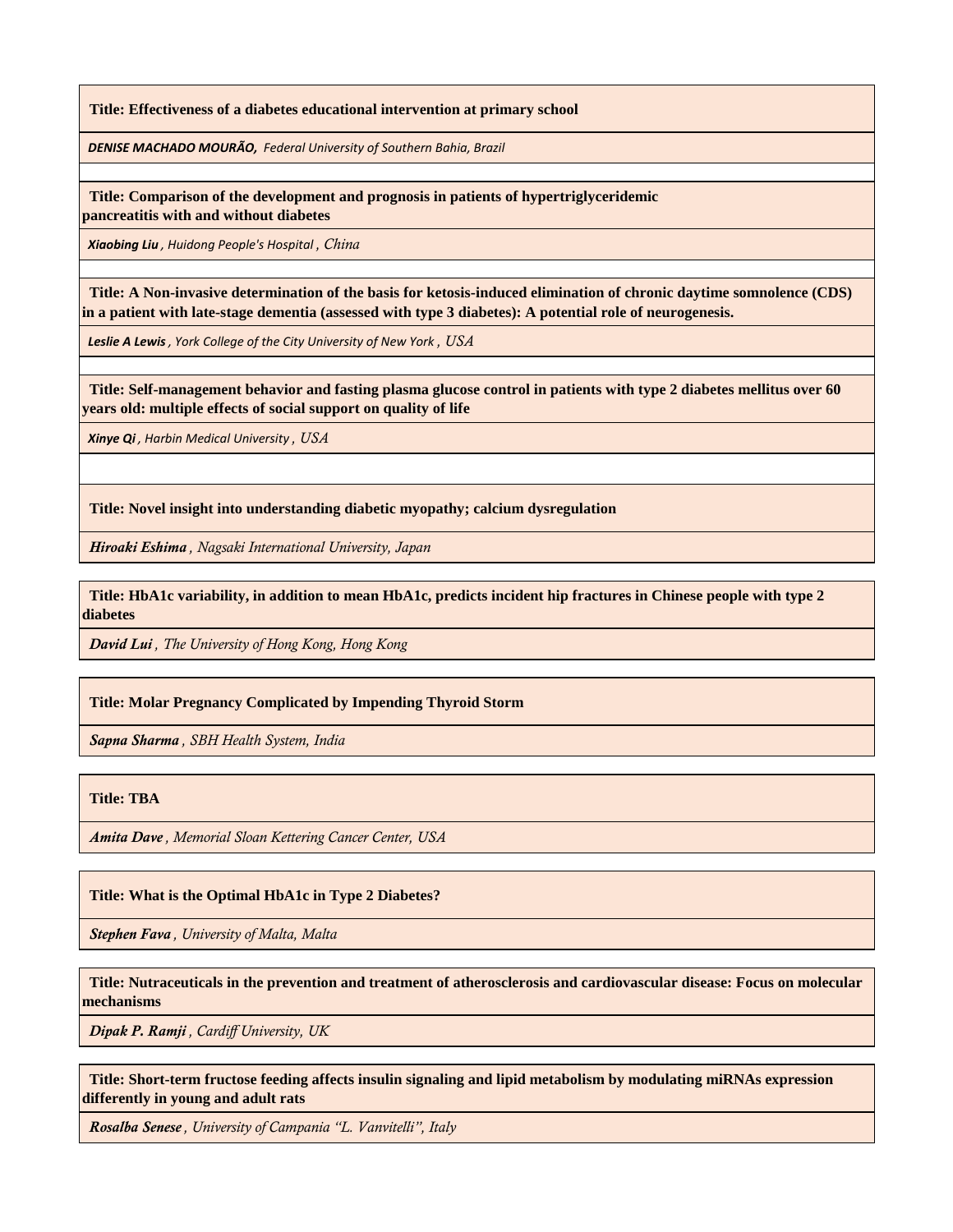**Title: Effectiveness of a diabetes educational intervention at primary school**

***DENISE MACHADO MOURÃO,*** *Federal University of Southern Bahia, Brazil*

**Title: Comparison of the development and prognosis in patients of hypertriglyceridemic pancreatitis with and without diabetes**

***Xiaobing Liu*** *, Huidong People's Hospital , China*

**Title: A Non-invasive determination of the basis for ketosis-induced elimination of chronic daytime somnolence (CDS) in a patient with late-stage dementia (assessed with type 3 diabetes): A potential role of neurogenesis.**

***Leslie A Lewis*** *, York College of the City University of New York , USA*

**Title: Self-management behavior and fasting plasma glucose control in patients with type 2 diabetes mellitus over 60 years old: multiple effects of social support on quality of life**

***Xinye Qi*** *, Harbin Medical University , USA*

**Title: Novel insight into understanding diabetic myopathy; calcium dysregulation**

***Hiroaki Eshima*** *, Nagsaki International University, Japan*

**Title: HbA1c variability, in addition to mean HbA1c, predicts incident hip fractures in Chinese people with type 2 diabetes**

***David Lui*** *, The University of Hong Kong, Hong Kong*

**Title: Molar Pregnancy Complicated by Impending Thyroid Storm**

***Sapna Sharma*** *, SBH Health System, India*

**Title: TBA**

***Amita Dave*** *, Memorial Sloan Kettering Cancer Center, USA*

**Title: What is the Optimal HbA1c in Type 2 Diabetes?**

***Stephen Fava*** *, University of Malta, Malta*

**Title: Nutraceuticals in the prevention and treatment of atherosclerosis and cardiovascular disease: Focus on molecular mechanisms**

***Dipak P. Ramji*** *, Cardiff University, UK*

**Title: Short-term fructose feeding affects insulin signaling and lipid metabolism by modulating miRNAs expression differently in young and adult rats**

***Rosalba Senese*** *, University of Campania "L. Vanvitelli", Italy*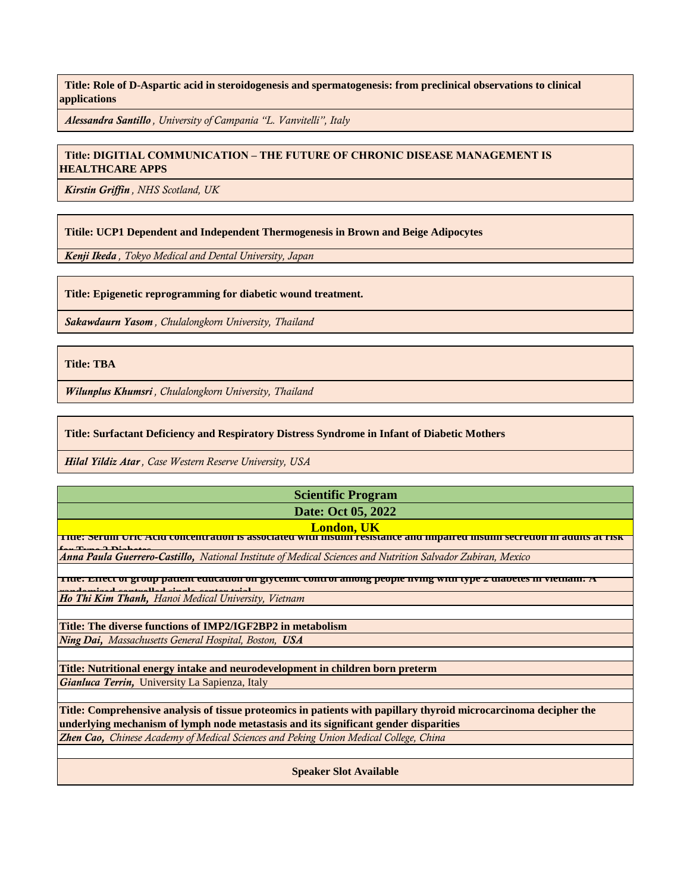**Title: Role of D-Aspartic acid in steroidogenesis and spermatogenesis: from preclinical observations to clinical applications**

*Alessandra Santillo , University of Campania "L. Vanvitelli", Italy*

**Title: DIGITIAL COMMUNICATION – THE FUTURE OF CHRONIC DISEASE MANAGEMENT IS HEALTHCARE APPS**

*Kirstin Griffin , NHS Scotland, UK*

**Titile: UCP1 Dependent and Independent Thermogenesis in Brown and Beige Adipocytes**

*Kenji Ikeda , Tokyo Medical and Dental University, Japan*

**Title: Epigenetic reprogramming for diabetic wound treatment.**

*Sakawdaurn Yasom , Chulalongkorn University, Thailand*

**Title: TBA**

*Wilunplus Khumsri , Chulalongkorn University, Thailand*

**Title: Surfactant Deficiency and Respiratory Distress Syndrome in Infant of Diabetic Mothers**

*Hilal Yildiz Atar , Case Western Reserve University, USA*

## Scientific Program

## Date: Oct 05, 2022

## London, UK

**Title: Serum Uric Acid concentration is associated with insulin resistance and impaired insulin secretion in adults at risk for Type 2 Diabetes**

*Anna Paula Guerrero-Castillo, National Institute of Medical Sciences and Nutrition Salvador Zubiran, Mexico*

**Title: Effect of group patient education on glycemic control among people living with type 2 diabetes in Vietnam: A randomized controlled single-center trial**

*Ho Thi Kim Thanh, Hanoi Medical University, Vietnam*

**Title: The diverse functions of IMP2/IGF2BP2 in metabolism**

*Ning Dai, Massachusetts General Hospital, Boston,* ***USA***

**Title: Nutritional energy intake and neurodevelopment in children born preterm**

***Gianluca Terrin,*** University La Sapienza, Italy

**Title: Comprehensive analysis of tissue proteomics in patients with papillary thyroid microcarcinoma decipher the underlying mechanism of lymph node metastasis and its significant gender disparities**

*Zhen Cao, Chinese Academy of Medical Sciences and Peking Union Medical College, China*

**Speaker Slot Available**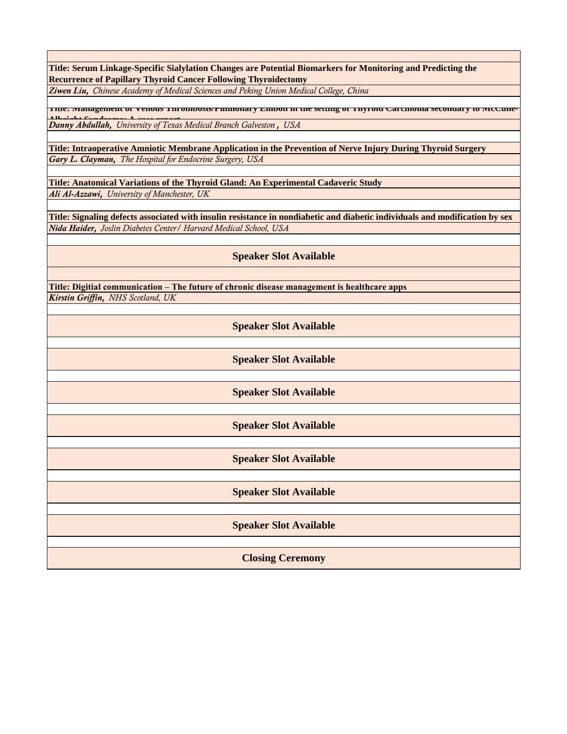**Title: Serum Linkage-Specific Sialylation Changes are Potential Biomarkers for Monitoring and Predicting the Recurrence of Papillary Thyroid Cancer Following Thyroidectomy**

***Ziwen Liu,*** *Chinese Academy of Medical Sciences and Peking Union Medical College, China*

**Title: Management of Venous Thrombosis/Pulmonary Emboli in the setting of Thyroid Carcinoma secondary to McCune-Albright Syndrome: A case report**

***Danny Abdullah,*** *University of Texas Medical Branch Galveston , USA*

**Title: Intraoperative Amniotic Membrane Application in the Prevention of Nerve Injury During Thyroid Surgery**

***Gary L. Clayman,*** *The Hospital for Endocrine Surgery, USA*

**Title: Anatomical Variations of the Thyroid Gland: An Experimental Cadaveric Study**

***Ali Al-Azzawi,*** *University of Manchester, UK*

**Title: Signaling defects associated with insulin resistance in nondiabetic and diabetic individuals and modification by sex**

***Nida Haider,*** *Joslin Diabetes Center/ Harvard Medical School, USA*

**Speaker Slot Available**

**Title: Digitial communication – The future of chronic disease management is healthcare apps**

***Kirstin Griffin,*** *NHS Scotland, UK*

**Speaker Slot Available**

**Speaker Slot Available**

**Speaker Slot Available**

**Speaker Slot Available**

**Speaker Slot Available**

**Speaker Slot Available**

**Speaker Slot Available**

**Closing Ceremony**